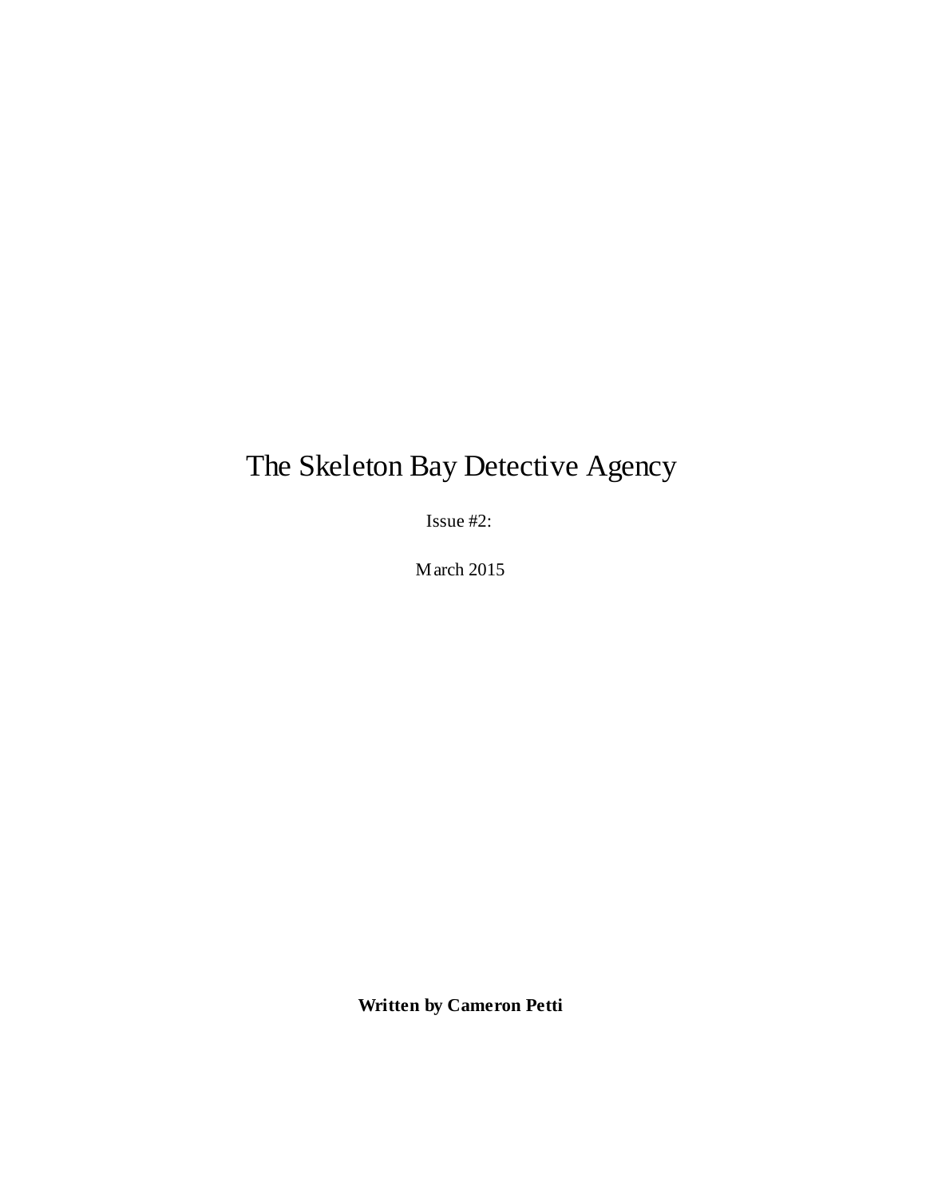# The Skeleton Bay Detective Agency

Issue #2:

March 2015

**Written by Cameron Petti**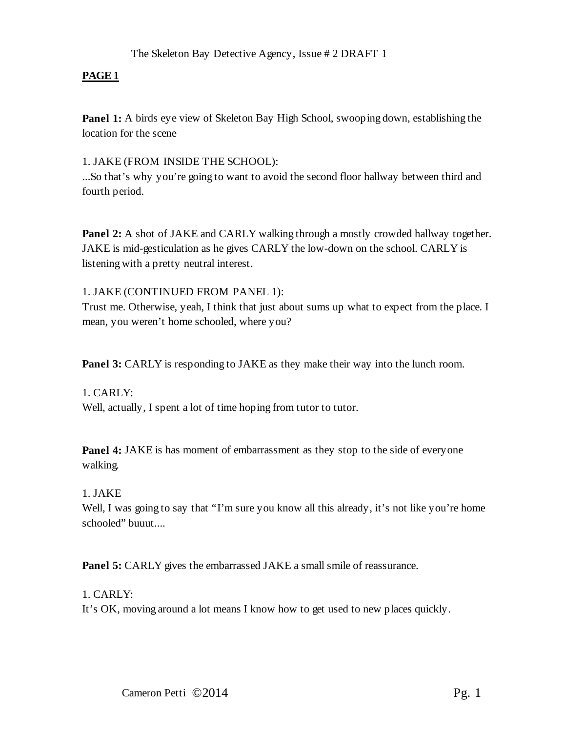The Skeleton Bay Detective Agency, Issue # 2 DRAFT 1

**PAGE 1**

**Panel 1:** A birds eye view of Skeleton Bay High School, swooping down, establishing the location for the scene

1. JAKE (FROM INSIDE THE SCHOOL):
...So that's why you're going to want to avoid the second floor hallway between third and fourth period.

**Panel 2:** A shot of JAKE and CARLY walking through a mostly crowded hallway together. JAKE is mid-gesticulation as he gives CARLY the low-down on the school. CARLY is listening with a pretty neutral interest.

1. JAKE (CONTINUED FROM PANEL 1):
Trust me. Otherwise, yeah, I think that just about sums up what to expect from the place. I mean, you weren't home schooled, where you?

**Panel 3:** CARLY is responding to JAKE as they make their way into the lunch room.

1. CARLY:
Well, actually, I spent a lot of time hoping from tutor to tutor.

**Panel 4:** JAKE is has moment of embarrassment as they stop to the side of everyone walking.

1. JAKE
Well, I was going to say that "I'm sure you know all this already, it's not like you're home schooled" buuut....

**Panel 5:** CARLY gives the embarrassed JAKE a small smile of reassurance.

1. CARLY:
It's OK, moving around a lot means I know how to get used to new places quickly.

Cameron Petti ©2014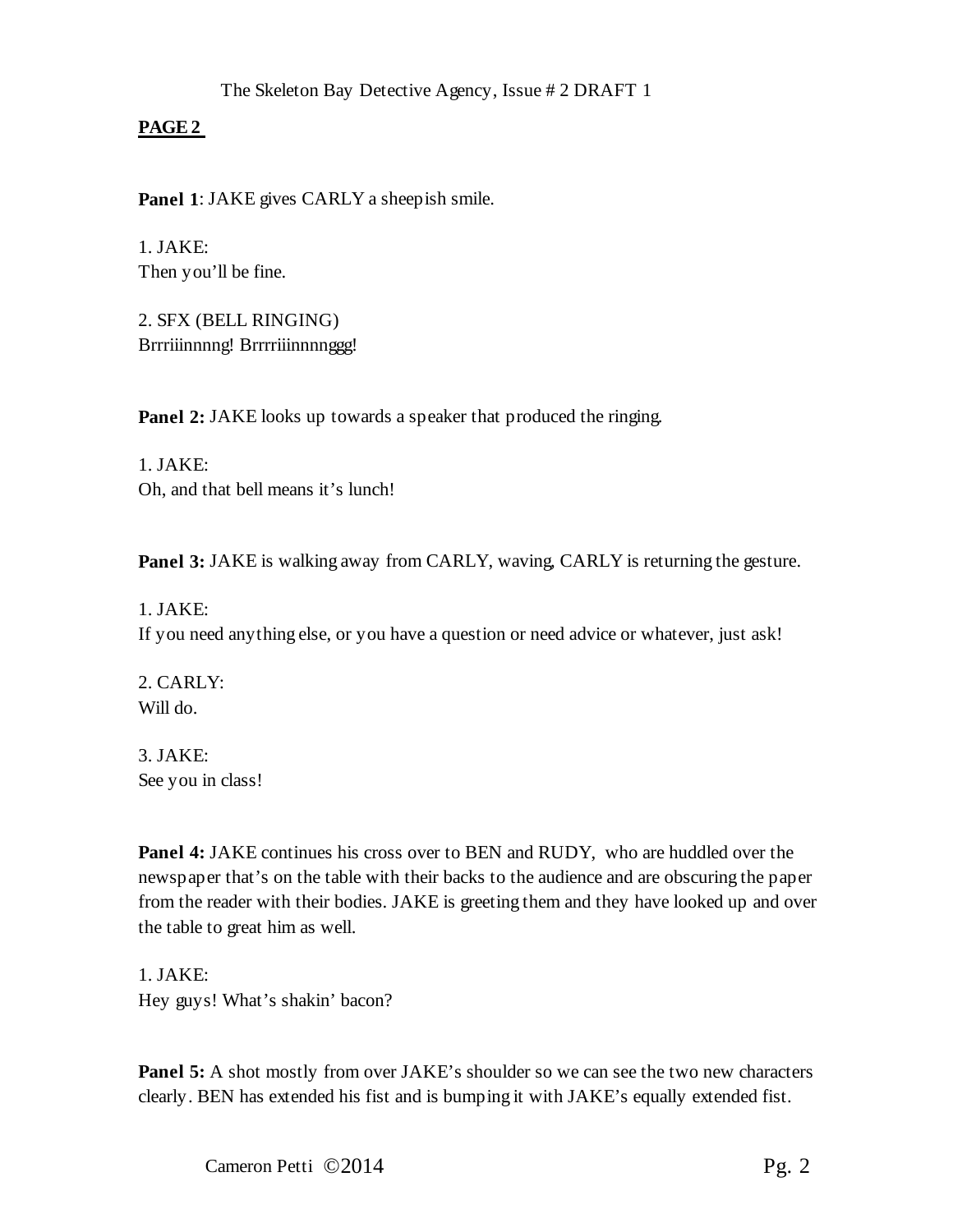**PAGE 2**

**Panel 1**: JAKE gives CARLY a sheepish smile.

1. JAKE:
Then you'll be fine.

2. SFX (BELL RINGING)
Brrriiinnnng! Brrrriiinnnnggg!

**Panel 2:** JAKE looks up towards a speaker that produced the ringing.

1. JAKE:
Oh, and that bell means it's lunch!

**Panel 3:** JAKE is walking away from CARLY, waving, CARLY is returning the gesture.

1. JAKE:
If you need anything else, or you have a question or need advice or whatever, just ask!

2. CARLY:
Will do.

3. JAKE:
See you in class!

**Panel 4:** JAKE continues his cross over to BEN and RUDY, who are huddled over the newspaper that's on the table with their backs to the audience and are obscuring the paper from the reader with their bodies. JAKE is greeting them and they have looked up and over the table to great him as well.

1. JAKE:
Hey guys! What's shakin' bacon?

**Panel 5:** A shot mostly from over JAKE's shoulder so we can see the two new characters clearly. BEN has extended his fist and is bumping it with JAKE's equally extended fist.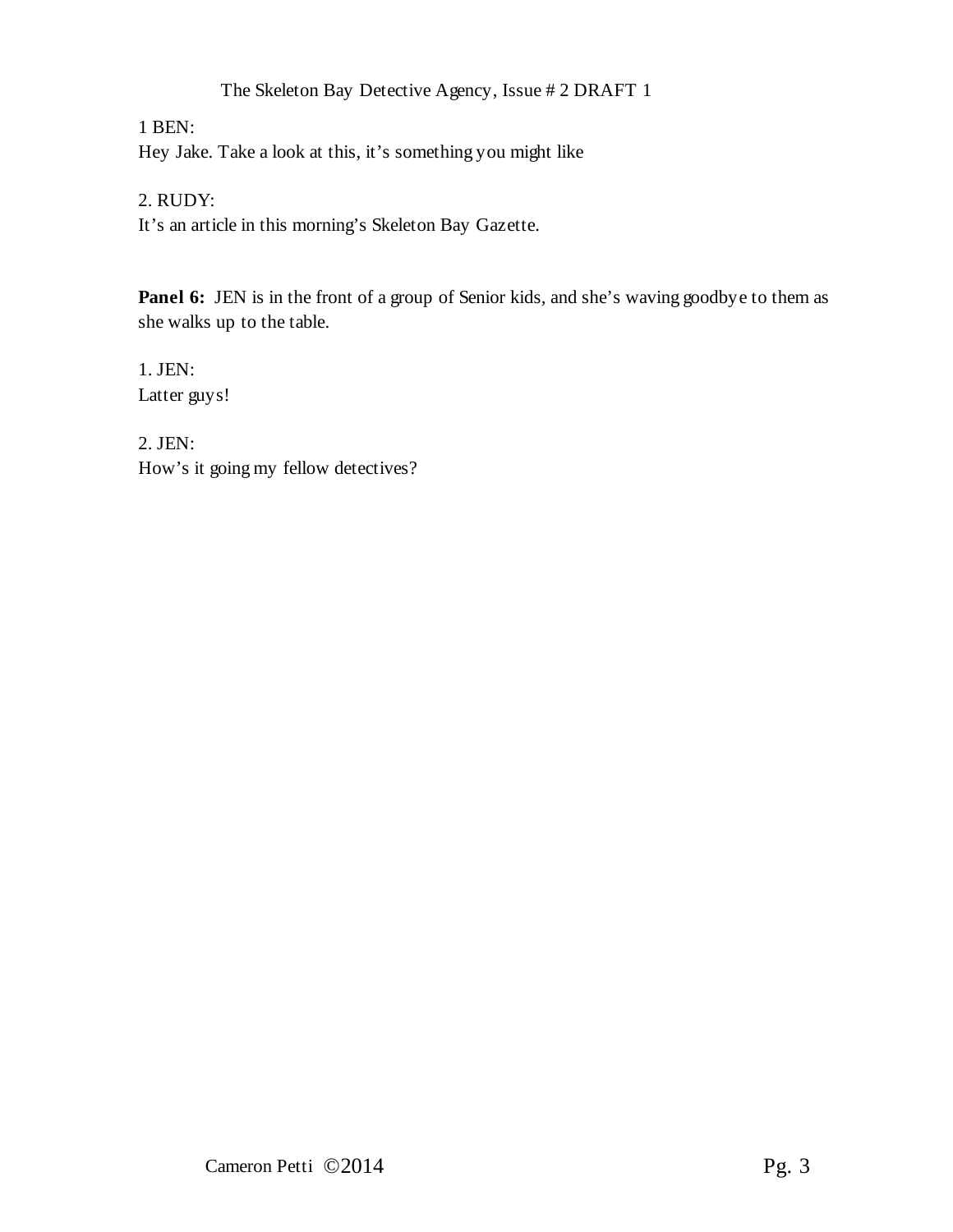1 BEN:
Hey Jake. Take a look at this, it's something you might like

2. RUDY:
It's an article in this morning's Skeleton Bay Gazette.

**Panel 6:** JEN is in the front of a group of Senior kids, and she's waving goodbye to them as she walks up to the table.

1. JEN:
Latter guys!

2. JEN:
How's it going my fellow detectives?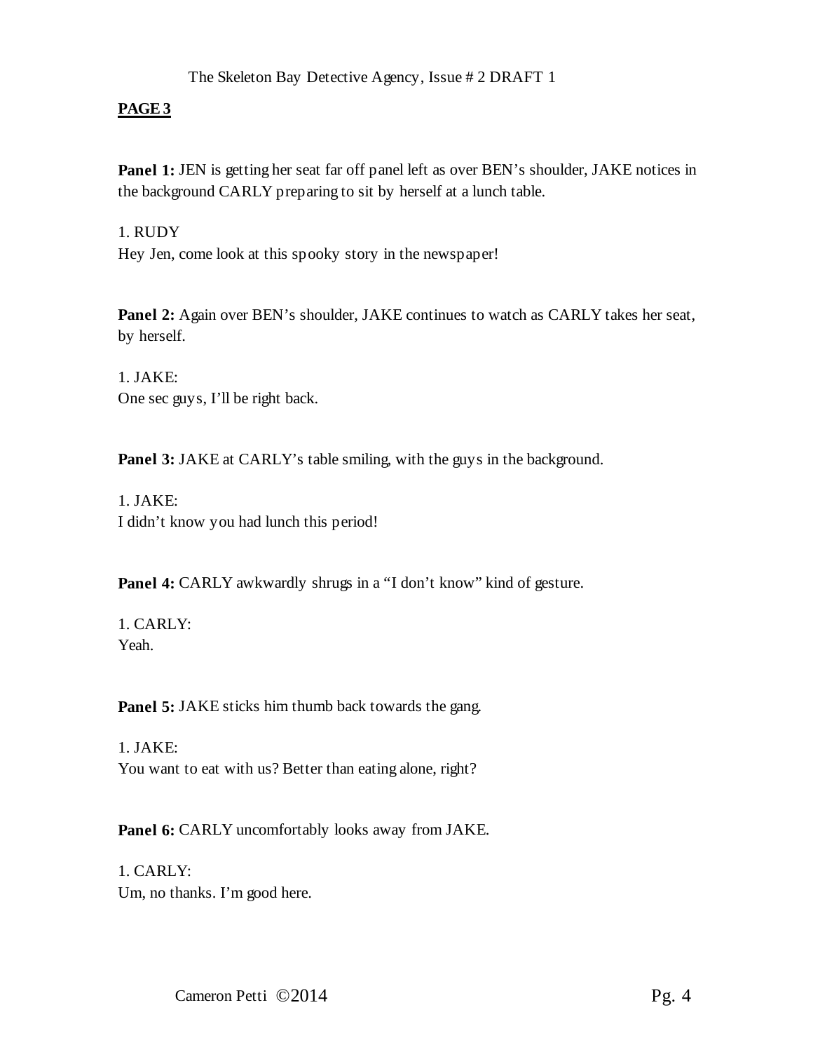**PAGE 3**

**Panel 1:** JEN is getting her seat far off panel left as over BEN's shoulder, JAKE notices in the background CARLY preparing to sit by herself at a lunch table.

1. RUDY
Hey Jen, come look at this spooky story in the newspaper!

**Panel 2:** Again over BEN's shoulder, JAKE continues to watch as CARLY takes her seat, by herself.

1. JAKE:
One sec guys, I'll be right back.

**Panel 3:** JAKE at CARLY's table smiling, with the guys in the background.

1. JAKE:
I didn't know you had lunch this period!

**Panel 4:** CARLY awkwardly shrugs in a "I don't know" kind of gesture.

1. CARLY:
Yeah.

**Panel 5:** JAKE sticks him thumb back towards the gang.

1. JAKE:
You want to eat with us? Better than eating alone, right?

**Panel 6:** CARLY uncomfortably looks away from JAKE.

1. CARLY:
Um, no thanks. I'm good here.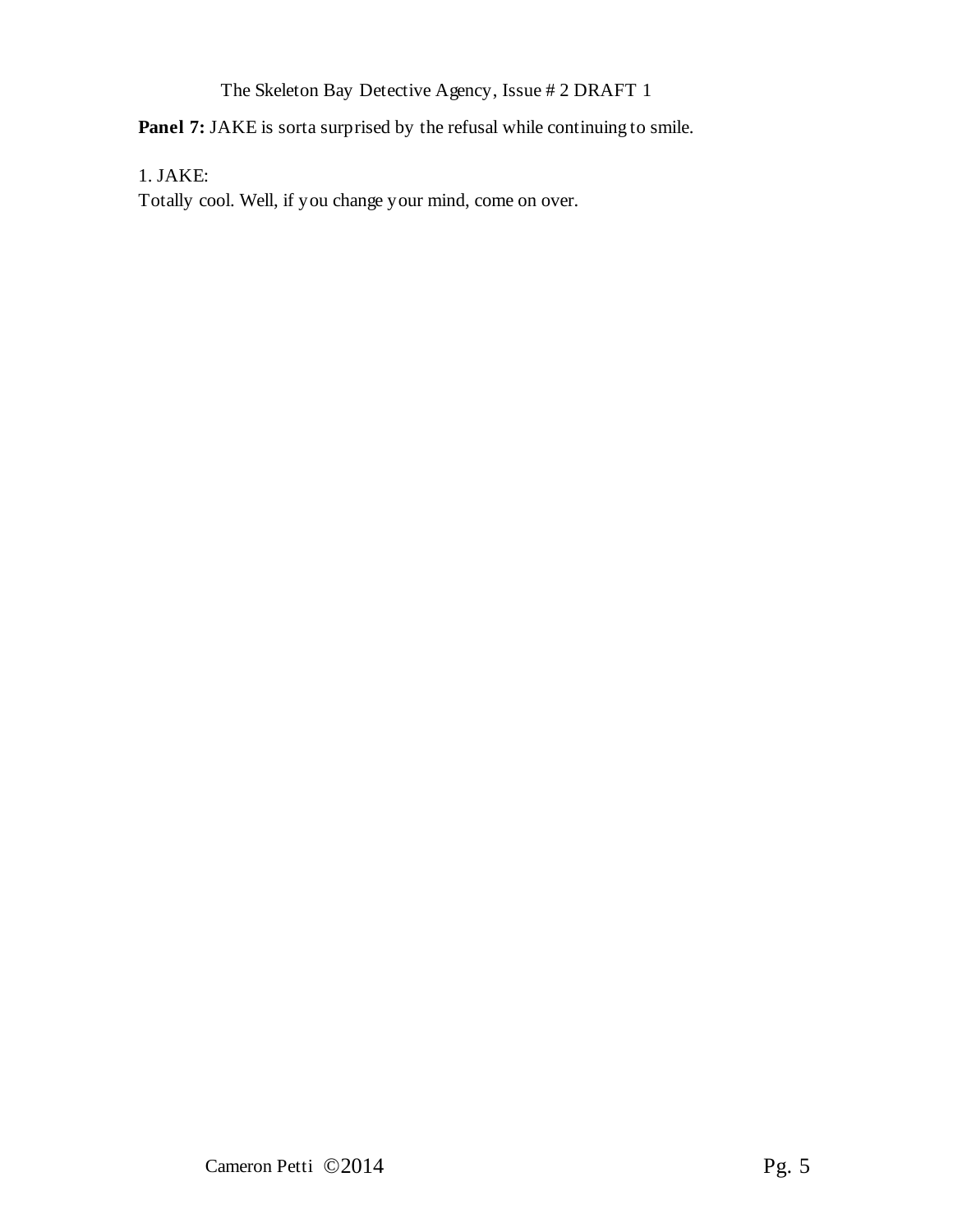**Panel 7:** JAKE is sorta surprised by the refusal while continuing to smile.

1. JAKE:
Totally cool. Well, if you change your mind, come on over.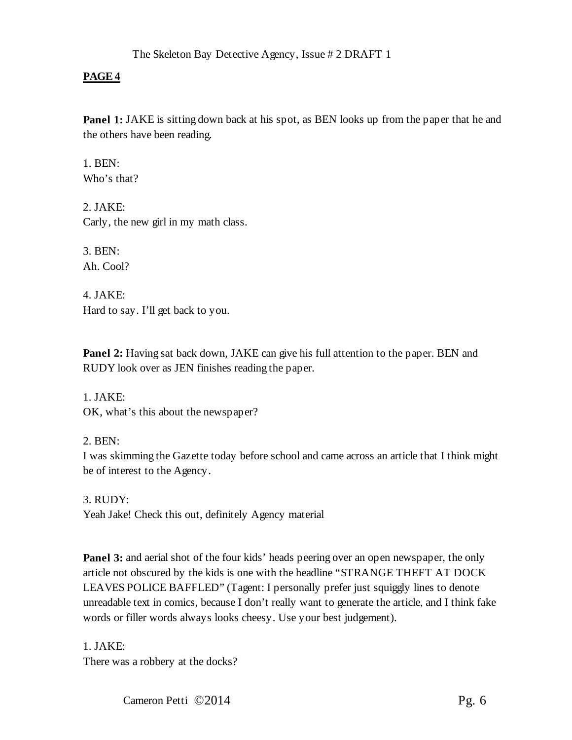**PAGE 4**

**Panel 1:** JAKE is sitting down back at his spot, as BEN looks up from the paper that he and the others have been reading.

1. BEN:
Who's that?

2. JAKE:
Carly, the new girl in my math class.

3. BEN:
Ah. Cool?

4. JAKE:
Hard to say. I'll get back to you.

**Panel 2:** Having sat back down, JAKE can give his full attention to the paper. BEN and RUDY look over as JEN finishes reading the paper.

1. JAKE:
OK, what's this about the newspaper?

2. BEN:
I was skimming the Gazette today before school and came across an article that I think might be of interest to the Agency.

3. RUDY:
Yeah Jake! Check this out, definitely Agency material

**Panel 3:** and aerial shot of the four kids' heads peering over an open newspaper, the only article not obscured by the kids is one with the headline "STRANGE THEFT AT DOCK LEAVES POLICE BAFFLED" (Tagent: I personally prefer just squiggly lines to denote unreadable text in comics, because I don't really want to generate the article, and I think fake words or filler words always looks cheesy. Use your best judgement).

1. JAKE:
There was a robbery at the docks?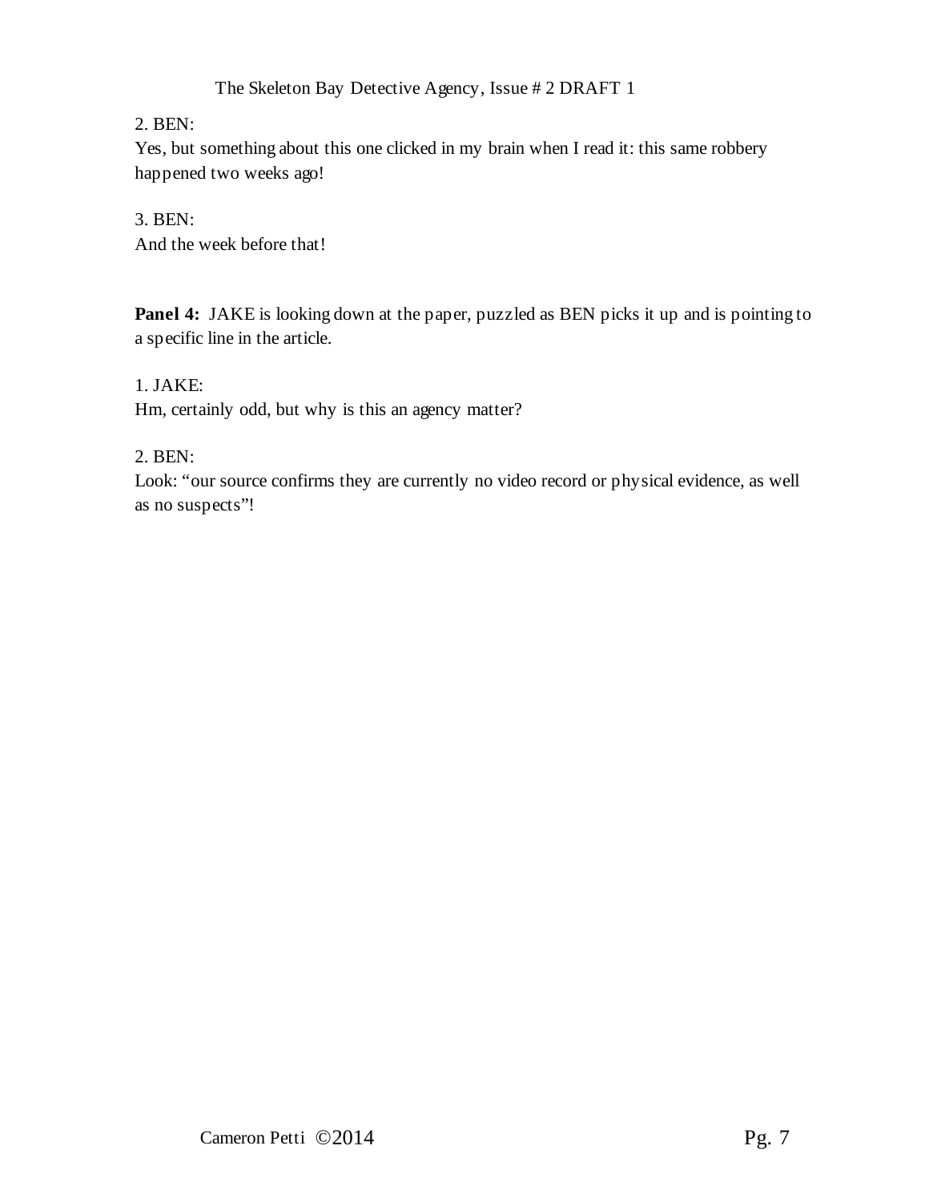2. BEN:
Yes, but something about this one clicked in my brain when I read it: this same robbery happened two weeks ago!

3. BEN:
And the week before that!

**Panel 4:** JAKE is looking down at the paper, puzzled as BEN picks it up and is pointing to a specific line in the article.

1. JAKE:
Hm, certainly odd, but why is this an agency matter?

2. BEN:
Look: “our source confirms they are currently no video record or physical evidence, as well as no suspects”!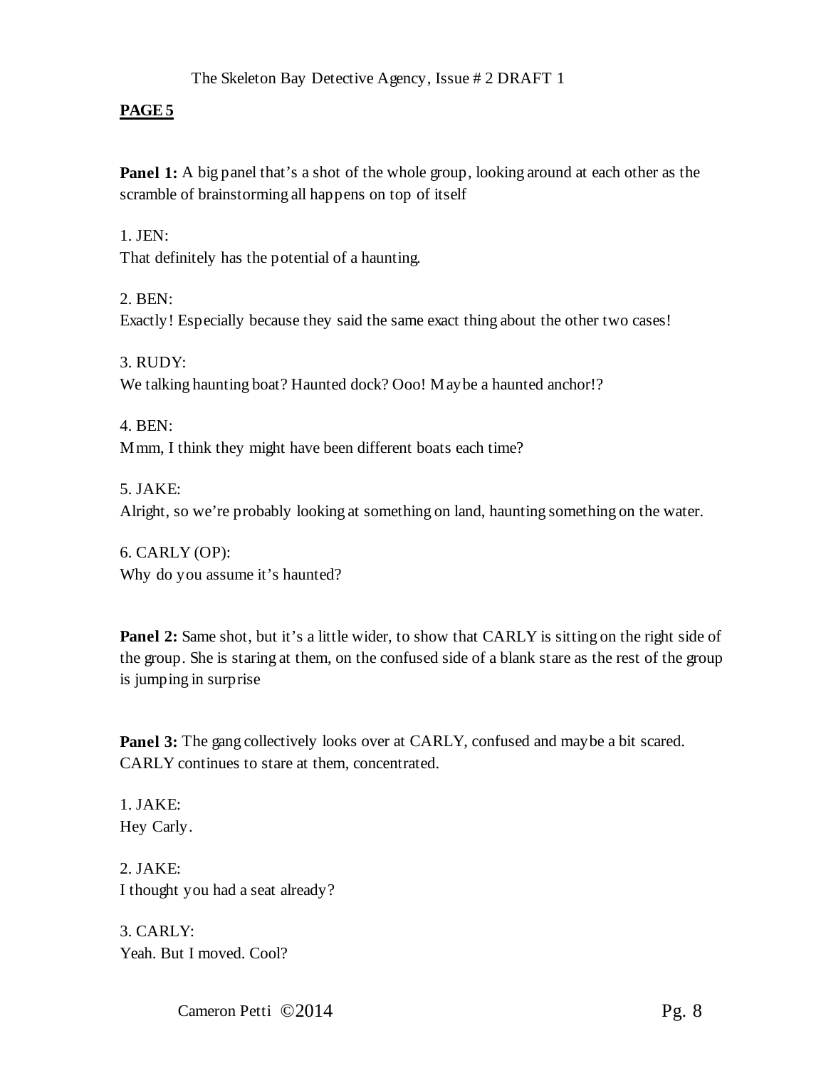**PAGE 5**

**Panel 1:** A big panel that's a shot of the whole group, looking around at each other as the scramble of brainstorming all happens on top of itself

1. JEN:
That definitely has the potential of a haunting.

2. BEN:
Exactly! Especially because they said the same exact thing about the other two cases!

3. RUDY:
We talking haunting boat? Haunted dock? Ooo! Maybe a haunted anchor!?

4. BEN:
Mmm, I think they might have been different boats each time?

5. JAKE:
Alright, so we're probably looking at something on land, haunting something on the water.

6. CARLY (OP):
Why do you assume it's haunted?

**Panel 2:** Same shot, but it's a little wider, to show that CARLY is sitting on the right side of the group. She is staring at them, on the confused side of a blank stare as the rest of the group is jumping in surprise

**Panel 3:** The gang collectively looks over at CARLY, confused and maybe a bit scared. CARLY continues to stare at them, concentrated.

1. JAKE:
Hey Carly.

2. JAKE:
I thought you had a seat already?

3. CARLY:
Yeah. But I moved. Cool?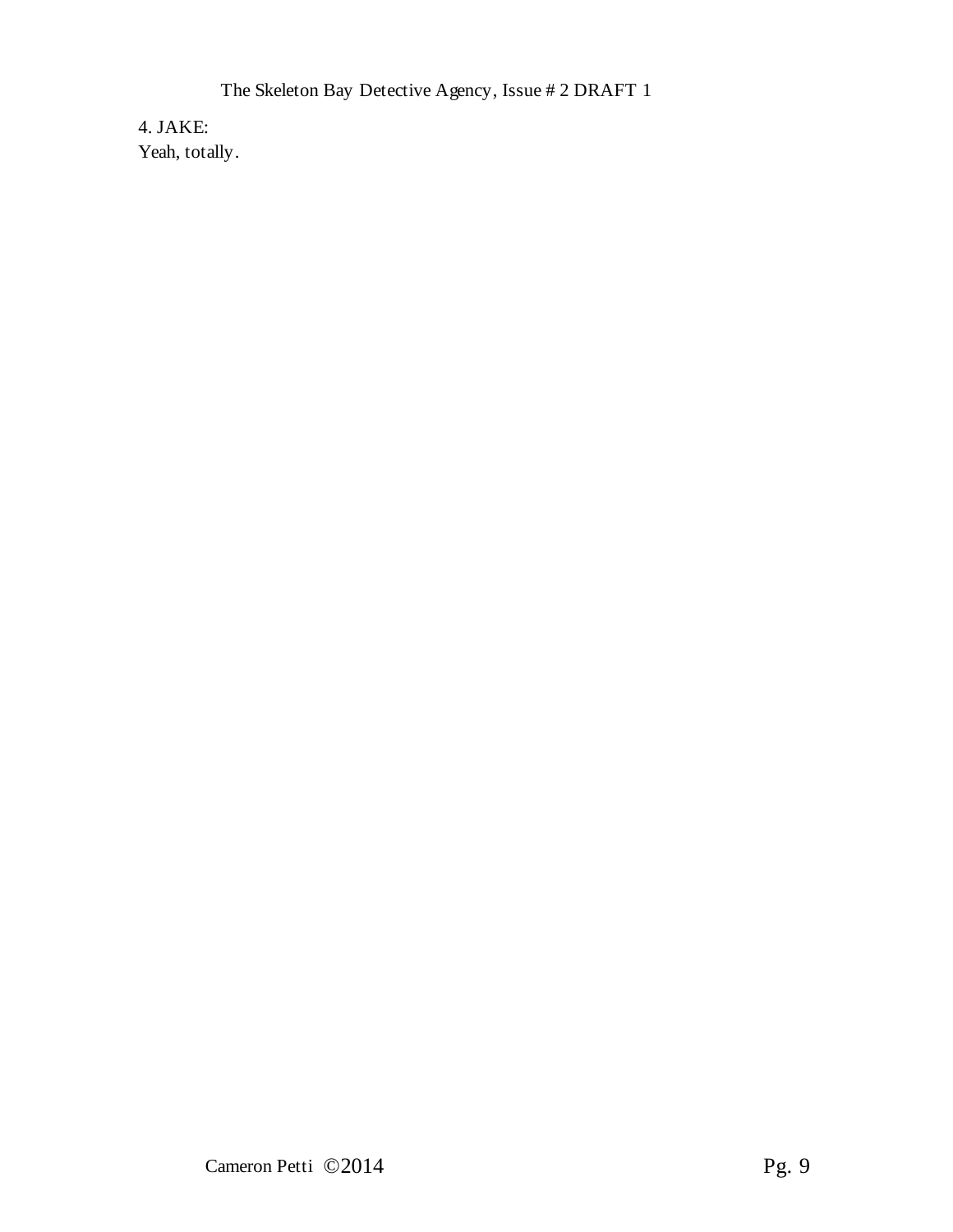4. JAKE:
Yeah, totally.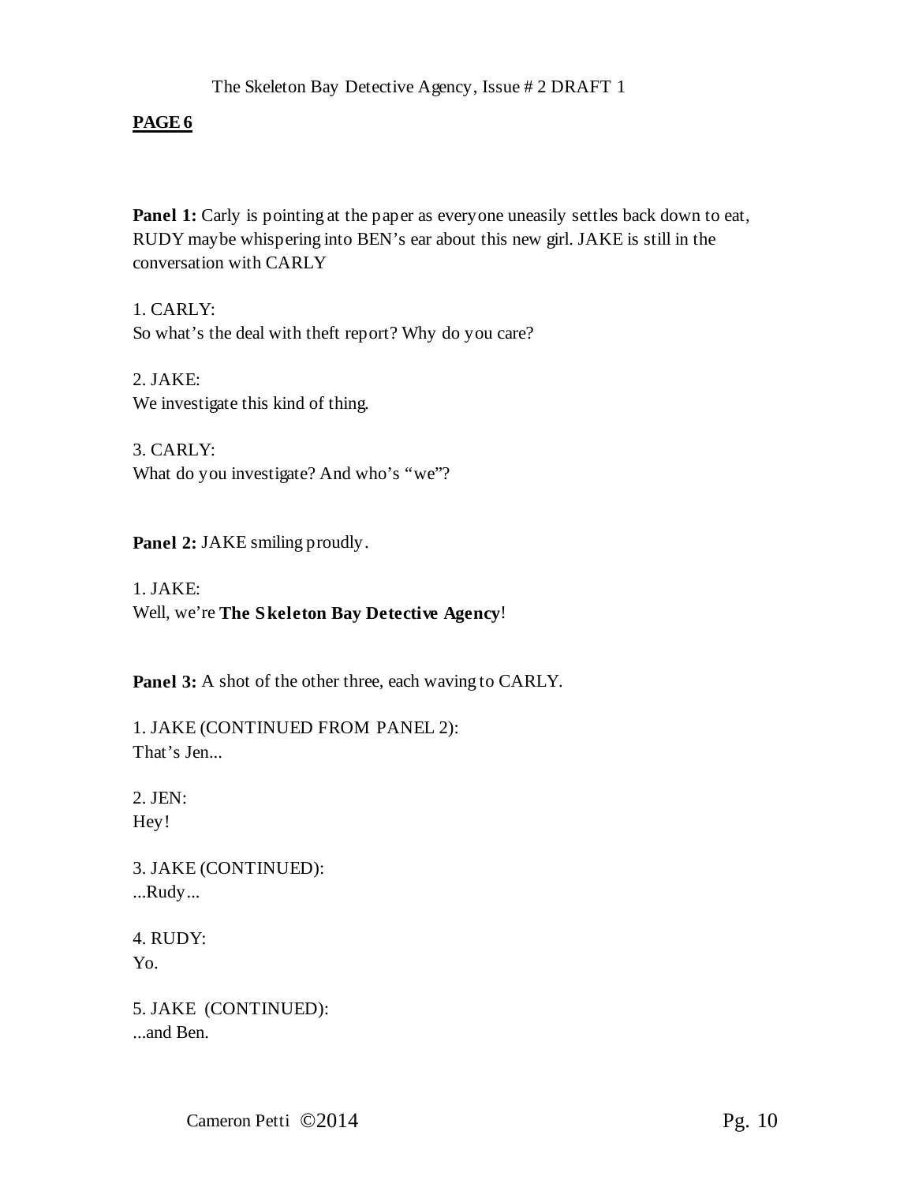**PAGE 6**

**Panel 1:** Carly is pointing at the paper as everyone uneasily settles back down to eat, RUDY maybe whispering into BEN's ear about this new girl. JAKE is still in the conversation with CARLY

1. CARLY:
So what's the deal with theft report? Why do you care?

2. JAKE:
We investigate this kind of thing.

3. CARLY:
What do you investigate? And who's "we"?

**Panel 2:** JAKE smiling proudly.

1. JAKE:
Well, we're **The Skeleton Bay Detective Agency**!

**Panel 3:** A shot of the other three, each waving to CARLY.

1. JAKE (CONTINUED FROM PANEL 2):
That's Jen...

2. JEN:
Hey!

3. JAKE (CONTINUED):
...Rudy...

4. RUDY:
Yo.

5. JAKE (CONTINUED):
...and Ben.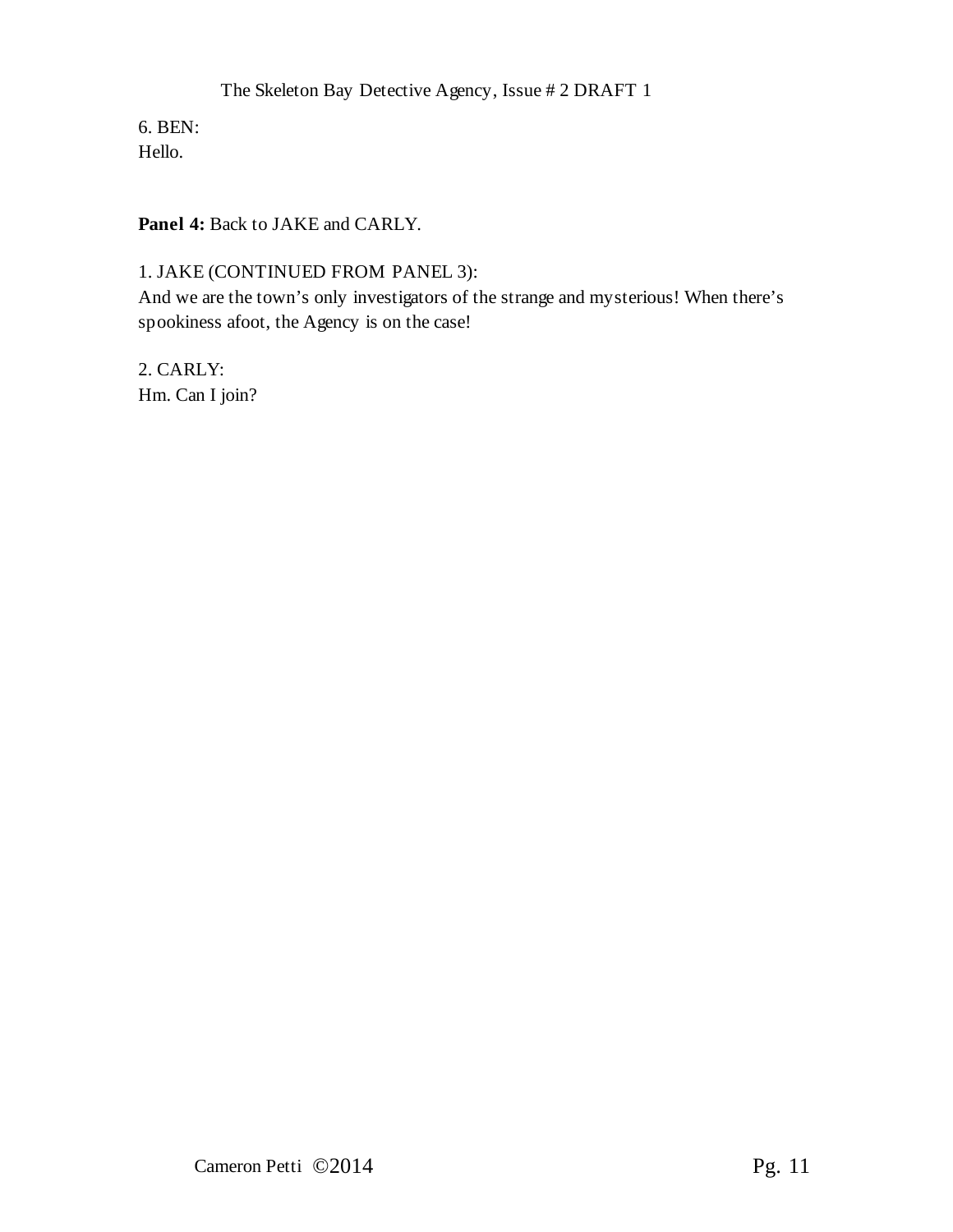6. BEN:
Hello.

**Panel 4:** Back to JAKE and CARLY.

1. JAKE (CONTINUED FROM PANEL 3):
And we are the town's only investigators of the strange and mysterious! When there's spookiness afoot, the Agency is on the case!

2. CARLY:
Hm. Can I join?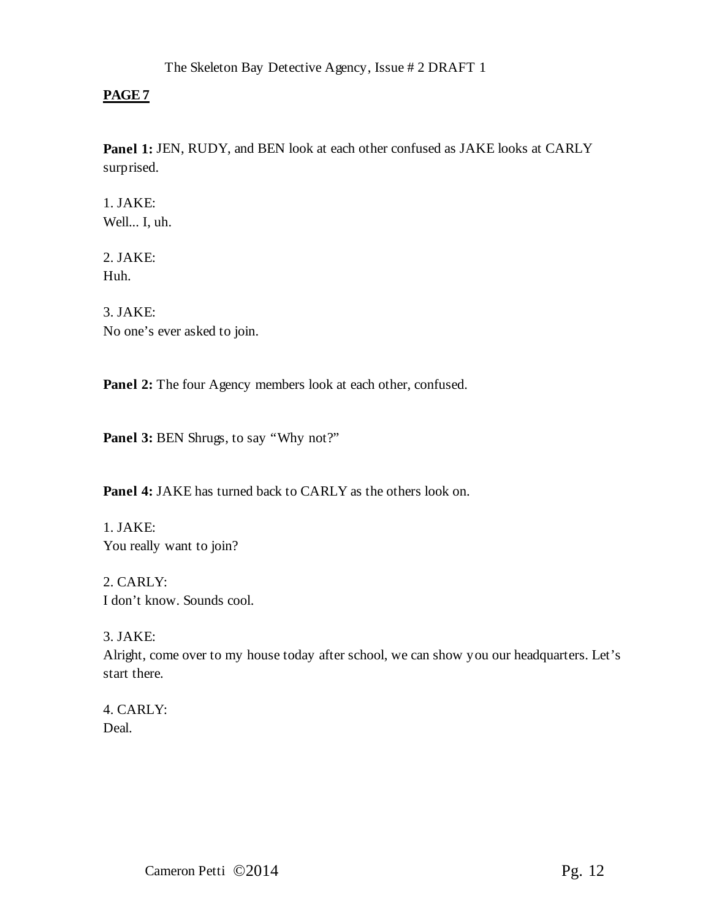**PAGE 7**

**Panel 1:** JEN, RUDY, and BEN look at each other confused as JAKE looks at CARLY surprised.

1. JAKE:
Well... I, uh.

2. JAKE:
Huh.

3. JAKE:
No one's ever asked to join.

**Panel 2:** The four Agency members look at each other, confused.

**Panel 3:** BEN Shrugs, to say "Why not?"

**Panel 4:** JAKE has turned back to CARLY as the others look on.

1. JAKE:
You really want to join?

2. CARLY:
I don't know. Sounds cool.

3. JAKE:
Alright, come over to my house today after school, we can show you our headquarters. Let's start there.

4. CARLY:
Deal.